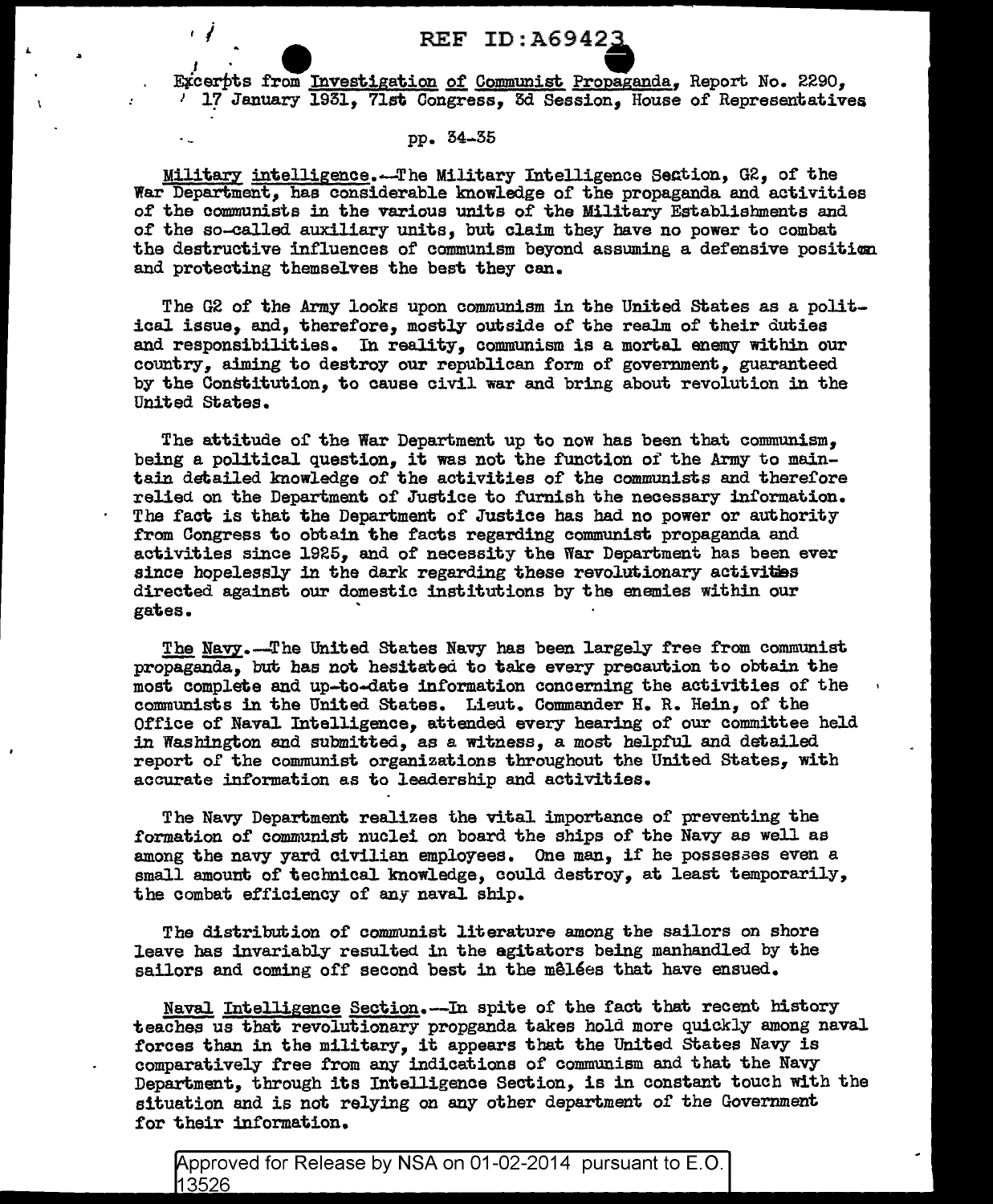Excerpts from Investigation of Communist Propaganda, Report No. 2290, 17 January 1931, 71st Congress, 3d Session, House of Representatives

pp. 34-35

Military intelligence.—The Military Intelligence Section, G2, of the War Department, has considerable knowledge of the propaganda and activities of the communists in the various units of the Military Establishments and of the so-called auxiliary units, but claim they have no power to combat the destructive influences of communism beyond assuming a defensive position and protecting themselves the best they can.

The G2 of the Army looks upon communism in the United States as a political issue, and, therefore, mostly outside of the realm of their duties and responsibilities. In reality, communism is a mortal enemy within our country, aiming to destroy our republican form of government, guaranteed by the Constitution, to cause civil war and bring about revolution in the United States.

The attitude of the War Department up to now has been that communism, being a political question, it was not the function of the Army to maintain detailed knowledge of the activities of the communists and therefore relied on the Department of Justice to furnish the necessary information. The fact is that the Department of Justice has had no power or authority from Congress to obtain the facts regarding communist propaganda and activities since 1925, and of necessity the War Department has been ever since hopelessly in the dark regarding these revolutionary activities directed against our domestic institutions by the enemies within our gates.

The Navy.—The United States Navy has been largely free from communist propaganda, but has not hesitated to take every precaution to obtain the most complete and up-to-date information concerning the activities of the communists in the United States. Lieut. Commander H. R. Hein, of the Office of Naval Intelligence, attended every hearing of our committee held in Washington and submitted, as a witness, a most helpful and detailed report of the communist organizations throughout the United States, with accurate information as to leadership and activities.

The Navy Department realizes the vital importance of preventing the formation of communist nuclei on board the ships of the Navy as well as among the navy yard civilian employees. One man, if he possesses even a small amount of technical knowledge, could destroy, at least temporarily, the combat efficiency of any naval ship.

The distribution of communist literature among the sailors on shore leave has invariably resulted in the agitators being manhandled by the sailors and coming off second best in the mêlées that have ensued.

Naval Intelligence Section.—In spite of the fact that recent history teaches us that revolutionary propganda takes hold more quickly among naval forces than in the military, it appears that the United States Navy is comparatively free from any indications of communism and that the Navy Department, through its Intelligence Section, is in constant touch with the situation and is not relying on any other department of the Government for their information.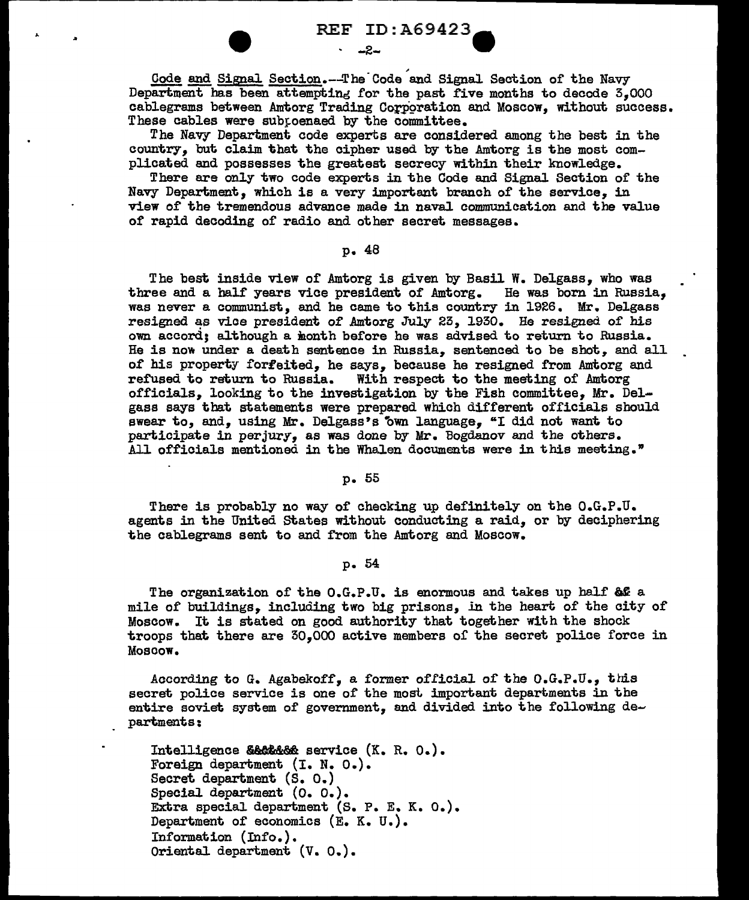Code and Signal Section.--The Code and Signal Section of the Navy Department has been attempting for the past five months to decode 3,000 cablegrams between Amtorg Trading Corporation and Moscow, without success. These cables were subpoenaed by the committee.

The Navy Department code experts are considered among the best in the country, but claim that the cipher used by the Amtorg is the most complicated and possesses the greatest secrecy within their knowledge.

There are only two code experts in the Code and Signal Section of the Navy Department, which is a very important branch of the service, in view of the tremendous advance made in naval communication and the value of rapid decoding of radio and other secret messages.

p. 48

The best inside view of Amtorg is given by Basil W. Delgass, who was three and a half years vice president of Amtorg. He was born in Russia, was never a communist, and he came to this country in 1926. Mr. Delgass resigned as vice president of Amtorg July 23, 1930. He resigned of his own accord; although a month before he was advised to return to Russia. He is now under a death sentence in Russia, sentenced to be shot, and all of his property forfeited, he says, because he resigned from Amtorg and refused to return to Russia. With respect to the meeting of Amtorg officials, looking to the investigation by the Fish committee, Mr. Delgass says that statements were prepared which different officials should swear to, and, using Mr. Delgass's own language, "I did not want to participate in perjury, as was done by Mr. Bogdanov and the others. All officials mentioned in the Whalen documents were in this meeting."

p. 55

There is probably no way of checking up definitely on the O.G.P.U. agents in the United States without conducting a raid, or by deciphering the cablegrams sent to and from the Amtorg and Moscow.

p. 54

The organization of the O.G.P.U. is enormous and takes up half && a mile of buildings, including two big prisons, in the heart of the city of Moscow. It is stated on good authority that together with the shock troops that there are 30,000 active members of the secret police force in Moscow.

According to G. Agabekoff, a former official of the O.G.P.U., this secret police service is one of the most important departments in the entire soviet system of government, and divided into the following departments:

Intelligence &&&&&&& service (K. R. O.).
Foreign department (I. N. O.).
Secret department (S. O.)
Special department (O. O.).
Extra special department (S. P. E. K. O.).
Department of economics (E. K. U.).
Information (Info.).
Oriental department (V. O.).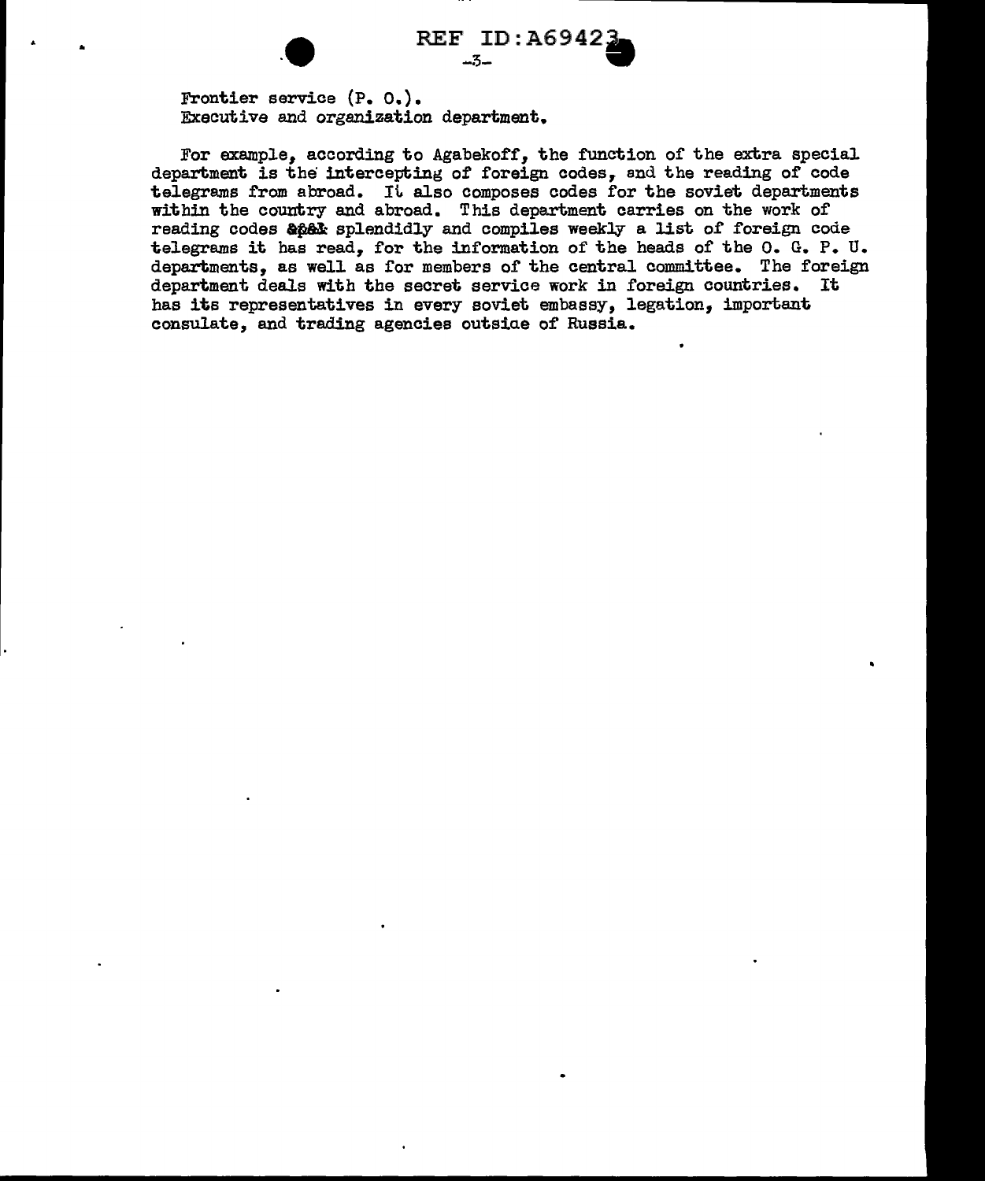Frontier service (P. O.).
Executive and organization department.

For example, according to Agabekoff, the function of the extra special department is the intercepting of foreign codes, and the reading of code telegrams from abroad. It also composes codes for the soviet departments within the country and abroad. This department carries on the work of reading codes &p&k splendidly and compiles weekly a list of foreign code telegrams it has read, for the information of the heads of the O. G. P. U. departments, as well as for members of the central committee. The foreign department deals with the secret service work in foreign countries. It has its representatives in every soviet embassy, legation, important consulate, and trading agencies outside of Russia.